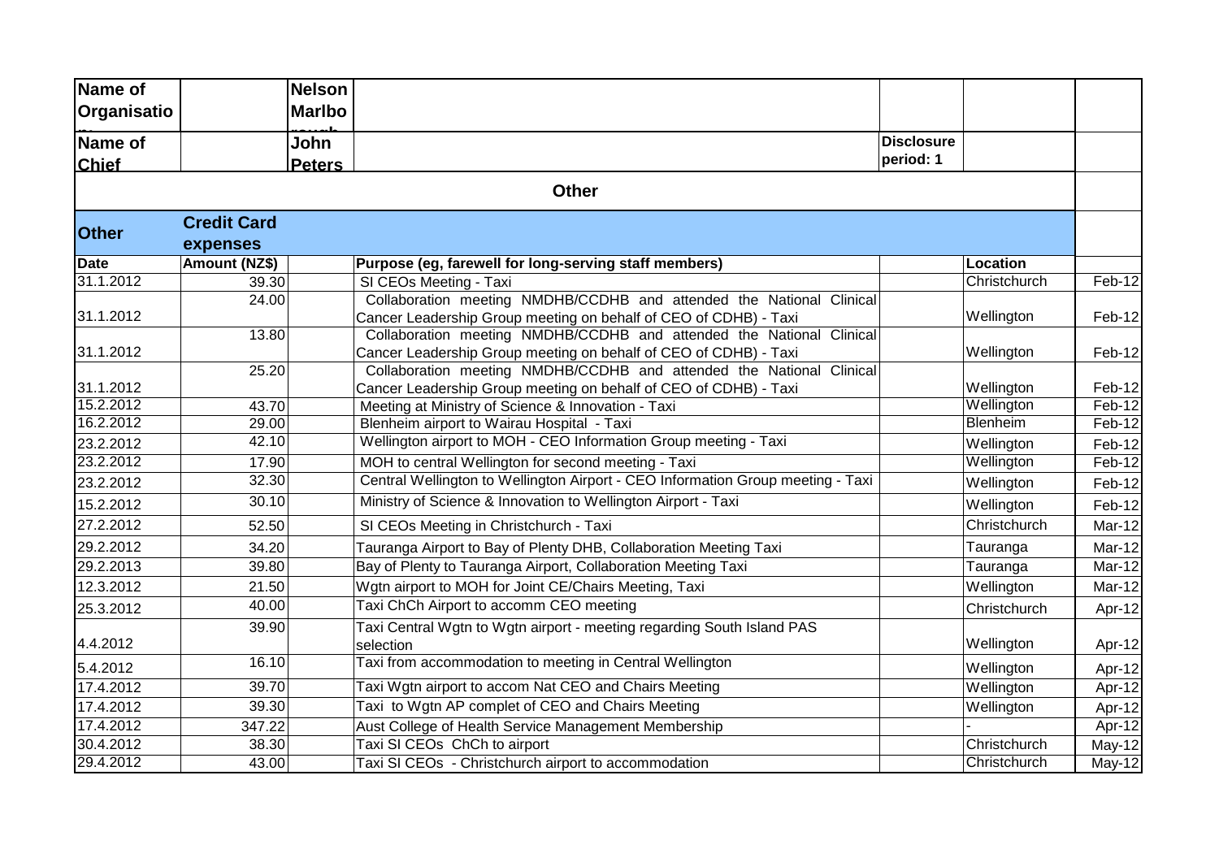| Name of Organisatio | | Nelson Marlbo | | | | |
|---|---|---|---|---|---|---|
| Name of Chief | | John Peters | | Disclosure period: 1 | | |

**Other**

| Other | Credit Card expenses | | | | | |
|---|---|---|---|---|---|---|
| Date | Amount (NZ$) | | Purpose (eg, farewell for long-serving staff members) | | Location | |
| 31.1.2012 | 39.30 | | SI CEOs Meeting - Taxi | | Christchurch | Feb-12 |
| 31.1.2012 | 24.00 | | Collaboration meeting NMDHB/CCDHB and attended the National Clinical Cancer Leadership Group meeting on behalf of CEO of CDHB) - Taxi | | Wellington | Feb-12 |
| 31.1.2012 | 13.80 | | Collaboration meeting NMDHB/CCDHB and attended the National Clinical Cancer Leadership Group meeting on behalf of CEO of CDHB) - Taxi | | Wellington | Feb-12 |
| 31.1.2012 | 25.20 | | Collaboration meeting NMDHB/CCDHB and attended the National Clinical Cancer Leadership Group meeting on behalf of CEO of CDHB) - Taxi | | Wellington | Feb-12 |
| 15.2.2012 | 43.70 | | Meeting at Ministry of Science & Innovation - Taxi | | Wellington | Feb-12 |
| 16.2.2012 | 29.00 | | Blenheim airport to Wairau Hospital - Taxi | | Blenheim | Feb-12 |
| 23.2.2012 | 42.10 | | Wellington airport to MOH - CEO Information Group meeting - Taxi | | Wellington | Feb-12 |
| 23.2.2012 | 17.90 | | MOH to central Wellington for second meeting - Taxi | | Wellington | Feb-12 |
| 23.2.2012 | 32.30 | | Central Wellington to Wellington Airport - CEO Information Group meeting - Taxi | | Wellington | Feb-12 |
| 15.2.2012 | 30.10 | | Ministry of Science & Innovation to Wellington Airport - Taxi | | Wellington | Feb-12 |
| 27.2.2012 | 52.50 | | SI CEOs Meeting in Christchurch - Taxi | | Christchurch | Mar-12 |
| 29.2.2012 | 34.20 | | Tauranga Airport to Bay of Plenty DHB, Collaboration Meeting Taxi | | Tauranga | Mar-12 |
| 29.2.2013 | 39.80 | | Bay of Plenty to Tauranga Airport, Collaboration Meeting Taxi | | Tauranga | Mar-12 |
| 12.3.2012 | 21.50 | | Wgtn airport to MOH for Joint CE/Chairs Meeting, Taxi | | Wellington | Mar-12 |
| 25.3.2012 | 40.00 | | Taxi ChCh Airport to accomm CEO meeting | | Christchurch | Apr-12 |
| 4.4.2012 | 39.90 | | Taxi Central Wgtn to Wgtn airport - meeting regarding South Island PAS selection | | Wellington | Apr-12 |
| 5.4.2012 | 16.10 | | Taxi from accommodation to meeting in Central Wellington | | Wellington | Apr-12 |
| 17.4.2012 | 39.70 | | Taxi Wgtn airport to accom Nat CEO and Chairs Meeting | | Wellington | Apr-12 |
| 17.4.2012 | 39.30 | | Taxi to Wgtn AP complet of CEO and Chairs Meeting | | Wellington | Apr-12 |
| 17.4.2012 | 347.22 | | Aust College of Health Service Management Membership | | - | Apr-12 |
| 30.4.2012 | 38.30 | | Taxi SI CEOs ChCh to airport | | Christchurch | May-12 |
| 29.4.2012 | 43.00 | | Taxi SI CEOs - Christchurch airport to accommodation | | Christchurch | May-12 |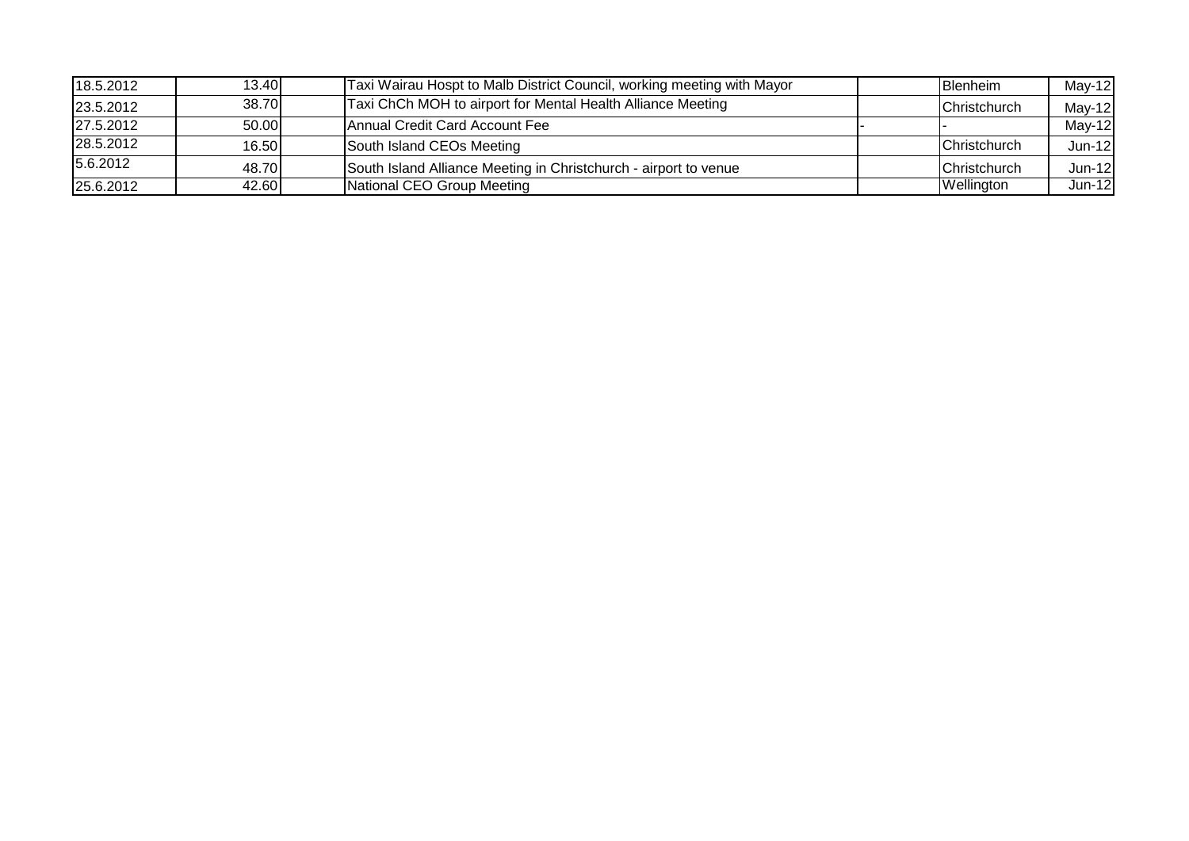| | | | | | | |
|---|---|---|---|---|---|---|
| 18.5.2012 | 13.40 | | Taxi Wairau Hospt to Malb District Council, working meeting with Mayor | | Blenheim | May-12 |
| 23.5.2012 | 38.70 | | Taxi ChCh MOH to airport for Mental Health Alliance Meeting | | Christchurch | May-12 |
| 27.5.2012 | 50.00 | | Annual Credit Card Account Fee | - | - | May-12 |
| 28.5.2012 | 16.50 | | South Island CEOs Meeting | | Christchurch | Jun-12 |
| 5.6.2012 | 48.70 | | South Island Alliance Meeting in Christchurch - airport to venue | | Christchurch | Jun-12 |
| 25.6.2012 | 42.60 | | National CEO Group Meeting | | Wellington | Jun-12 |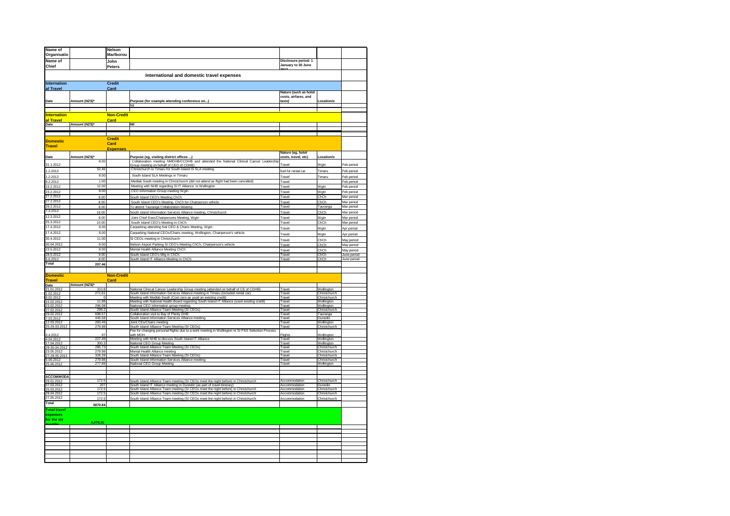| Name of Organisatio | | Nelson Marlborou | | | | |
|---|---|---|---|---|---|---|
| Name of Chief | | John Peters | | Disclosure period: 1 January to 30 June 2012 | | |

## International and domestic travel expenses

**International Travel — Credit Card**

| Date | Amount (NZ$)* | | Purpose (for example attending conference on...) | Nature (such as hotel costs, airfares, and taxis) | Location/s | |
|---|---|---|---|---|---|---|
| | | | Nil | | | |

**International Travel — Non-Credit Card**

| Date | Amount (NZ$)* | | Nil | | | |
|---|---|---|---|---|---|---|

**Domestic Travel — Credit Card Expenses**

| Date | Amount (NZ$)* | | Purpose (eg, visiting district offices ...) | Nature (eg, hotel costs, travel, etc) | Location/s | |
|---|---|---|---|---|---|---|
| 31.1.2012 | 8.00 | | Collaboration meeting NMDHB/CCDHB and attended the National Clinical Cancer Leadership Group meeting on behalf of CEO of CDHB) | Travel | Wgtn | Feb period |
| 1.2.2012 | 52.46 | | Christchurch to Timaru for South Island IS SLA meeting | fuel for rental car | Timaru | Feb period |
| 1.2.2012 | 8.00 | | South Island SLA Meetings in Timaru | Travel | Timaru | Feb period |
| 9.2.2012 | 1.00 | | Medlab South meeting in Christchurch (did not attend as flight had been cancelled) | Travel | | Feb period |
| 15.2.2012 | 12.00 | | Meeting with NHB regarding SI IT Alliance in Wellington | Travel | Wgtn | Feb period |
| 23.2.2012 | 8.00 | | CEO Information Group meeting Wgtn | Travel | Wgtn | Feb period |
| 27.2.2012 | 8.00 | | South Island CEO's Meeting ChCh | Travel | ChCh | Mar period |
| 27.2.2012 | 8.00 | | South Island CEO's Meeting ChCh for Chairperson vehicle | Travel | ChCh | Mar period |
| 29.2.2012 | 8.00 | | To attend Tauranga Collaboration Meeting | Travel | Tauranga | Mar period |
| 7.3.2012 | 16.00 | | South Island Information Services Alliance meeting, Christchurch | Travel | ChCh | Mar period |
| 12.3.2012 | 8.00 | | Joint Chief Exec/Chairpersons Meeting, Wgtn | Travel | Wgtn | Mar period |
| 25.3.2012 | 10.00 | | South Island CEO's Meeting in ChCh | Travel | ChCh | Mar period |
| 17.4.2012 | 8.00 | | Carparking attending Nat CEO & Chairs Meeting, Wgtn | Travel | Wgtn | Apr period |
| 17.4.2012 | 8.00 | | Carparking National CEOs/Chairs meeting, Wellington. Chairperson's vehicle | Travel | Wgtn | Apr period |
| 30.4.2012 | 11.00 | | SI CEOs meeting in Christchurch | Travel | ChCh | May period |
| 30.04.2012 | 8.00 | | Nelson Airport Parking SI CEO's Meeting ChCh, Chairperson's vehicle | Travel | ChCh | May period |
| 23.5.2012 | 8.00 | | Mental Health Alliance Meeting ChCh | Travel | ChCh | May period |
| 29.5.2012 | 9.00 | | South Island CEO's Mtg in ChCh | Travel | ChCh | June period |
| 5.6.2012 | 8.00 | | South Island IT Alliance Meeting in ChCh | Travel | ChCh | June period |
| **Total** | **207.46** | | | | | |

**Domestic Travel — Non-Credit Card**

| Date | Amount (NZ$)* | | Purpose | Nature | Location/s | |
|---|---|---|---|---|---|---|
| 31.01.2012 | 310.8 | | National Clinical Cancer Leadership Group meeting (attended on behalf of CE of CDHB) | Travel | Wellington | |
| 1.02.2012 | 271.61 | | South Island Information Services Alliance meeting in Timaru (included rental car) | Travel | Christchurch | |
| 9.02.2012 | 0 | | Meeting with Medlab South (Cost zero as used an existing credit) | Travel | Christchurch | |
| 15.02.2012 | 11.88 | | Meeting with National Health Board regarding South Island IT Alliance (used existing credit) | Travel | Wellington | |
| 23.02.2012 | 296.08 | | National CEO Information group meeting | Travel | Wellington | |
| 27.02.2012 | 298.2 | | South Island Alliance Team Meeting (SI CEOs) | Travel | Christchurch | |
| 29.02.2012 | 698.57 | | Collaboration visit to Bay of Plenty DHB | Travel | Tauranga | |
| 7.03.2012 | 446.58 | | South Island Information Services Alliance meeting | Travel | Dunedin | |
| 12.03.2012 | 283.49 | | Joint CEs/Chairs meeting | Travel | Wellington | |
| 25-26.03.2012 | 279.98 | | South Island Alliance Team Meeting (SI CEOs) | Travel | Christchurch | |
| 4.4.2012 | 97 | | Fee for changing personal flights due to a work meeting in Wellington re SI PAS Selection Process with MOH | Flights | Wellington | |
| 4.04.2012 | 227.49 | | Meeting with NHB to discuss South Island IT Alliance | Travel | Wellington | |
| 17.04.2012 | 300.3 | | National CEO Group Meeting | Travel | Wellington | |
| 29-30.04.2012 | 285.73 | | South Island Alliance Team Meeting (SI CEOs) | Travel | Christchurch | |
| 23.05.2012 | 279.98 | | Mental Health Alliance meeting | Travel | Christchurch | |
| 27-28.05.2012 | 328.28 | | South Island Alliance Team Meeting (SI CEOs) | Travel | Christchurch | |
| 5.06.2012 | 279.98 | | South Island Information Services Alliance meeting | Travel | Christchurch | |
| 25.06.2012 | 277.89 | | National CEO Group Meeting | Travel | Wellington | |
| **ACCOMMODA** | | | | | | |
| 29.01.2012 | 172.5 | | South Island Alliance Team meeting (SI CEOs meet the night before) in Christchurch | Accommodation | Christchurch | |
| 07.03.2012 | 207 | | South Island IT Alliance meeting in Dunedin (as part of travel itinerary) | Accommodation | Dunedin | |
| 25.03.2012 | 172.5 | | South Island Alliance Team meeting (SI CEOs meet the night before) in Christchurch | Accommodation | Christchurch | |
| 29.04.2012 | 172.5 | | South Island Alliance Team meeting (SI CEOs meet the night before) in Christchurch | Accommodation | Christchurch | |
| 27.05.2012 | 172.5 | | South Island Alliance Team meeting (SI CEOs meet the night before) in Christchurch | Accommodation | Christchurch | |
| **Total** | **5870.84** | | | | | |

| **Total travel expenses for the six months** | **6,078.30** |
|---|---|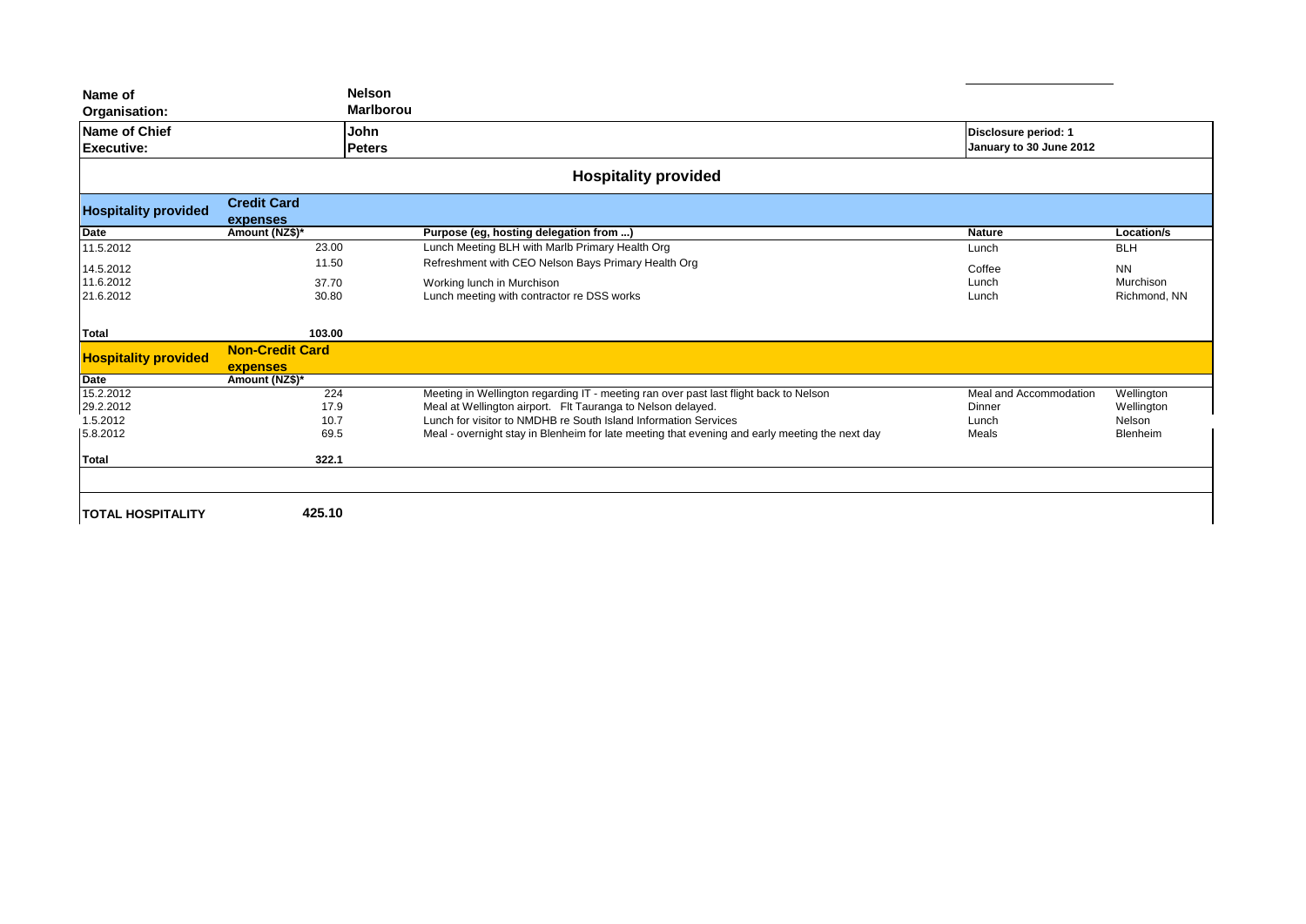| Name of Organisation: | Nelson Marlborou | | | |
|---|---|---|---|---|
| **Name of Chief Executive:** | **John Peters** | | **Disclosure period: 1 January to 30 June 2012** | |

## Hospitality provided

| **Hospitality provided** | **Credit Card expenses** | | | |
|---|---|---|---|---|
| **Date** | **Amount (NZ$)*** | **Purpose (eg, hosting delegation from ...)** | **Nature** | **Location/s** |
| 11.5.2012 | 23.00 | Lunch Meeting BLH with Marlb Primary Health Org | Lunch | BLH |
| 14.5.2012 | 11.50 | Refreshment with CEO Nelson Bays Primary Health Org | Coffee | NN |
| 11.6.2012 | 37.70 | Working lunch in Murchison | Lunch | Murchison |
| 21.6.2012 | 30.80 | Lunch meeting with contractor re DSS works | Lunch | Richmond, NN |
| **Total** | **103.00** | | | |

| **Hospitality provided** | **Non-Credit Card expenses** | | | |
|---|---|---|---|---|
| **Date** | **Amount (NZ$)*** | | | |
| 15.2.2012 | 224 | Meeting in Wellington regarding IT - meeting ran over past last flight back to Nelson | Meal and Accommodation | Wellington |
| 29.2.2012 | 17.9 | Meal at Wellington airport. Flt Tauranga to Nelson delayed. | Dinner | Wellington |
| 1.5.2012 | 10.7 | Lunch for visitor to NMDHB re South Island Information Services | Lunch | Nelson |
| 5.8.2012 | 69.5 | Meal - overnight stay in Blenheim for late meeting that evening and early meeting the next day | Meals | Blenheim |
| **Total** | **322.1** | | | |

| **TOTAL HOSPITALITY** | **425.10** |
|---|---|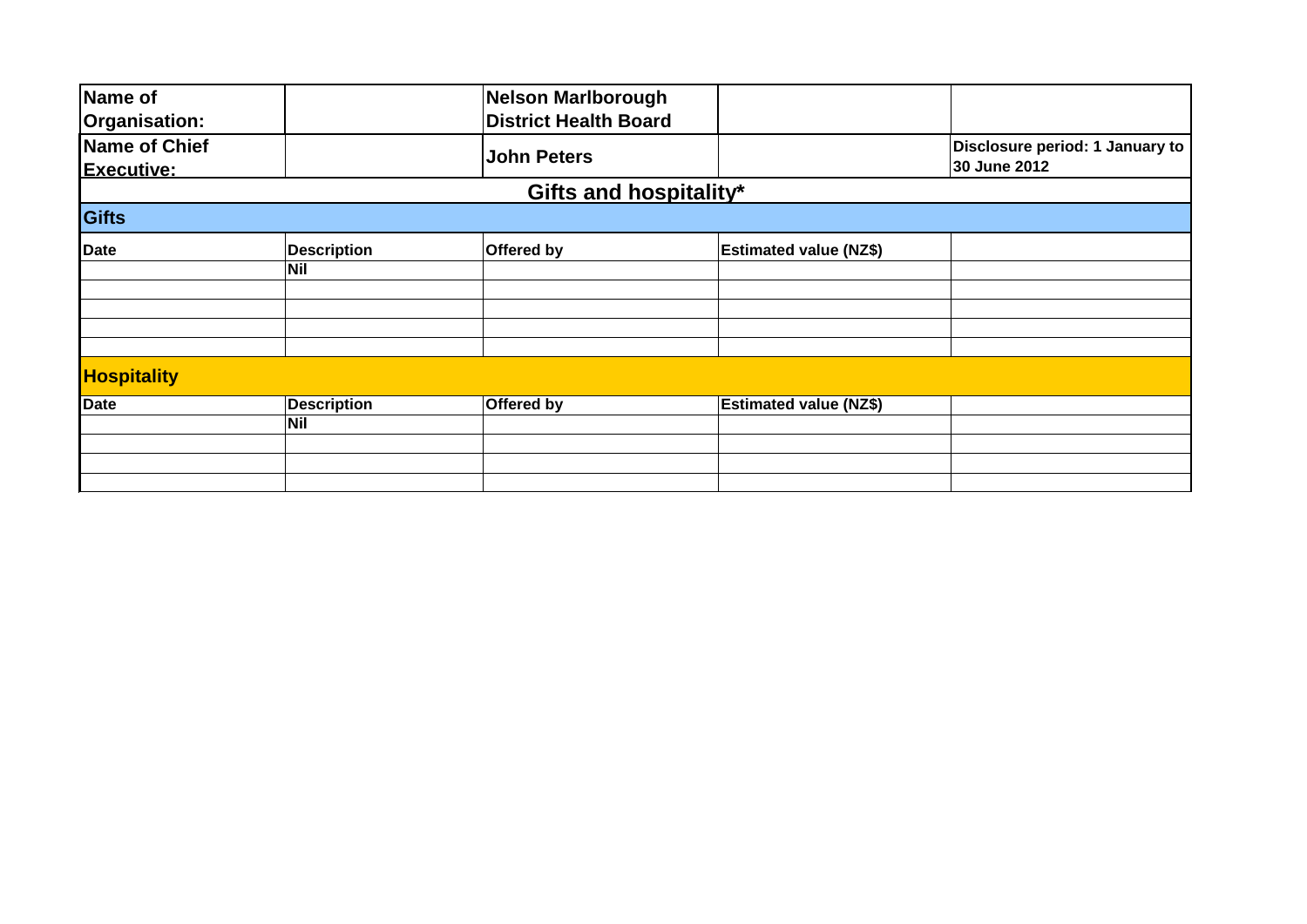| Name of Organisation: | | Nelson Marlborough District Health Board | | |
|---|---|---|---|---|
| Name of Chief Executive: | | John Peters | | Disclosure period: 1 January to 30 June 2012 |

## Gifts and hospitality*

### Gifts

| Date | Description | Offered by | Estimated value (NZ$) | |
|---|---|---|---|---|
| | Nil | | | |
| | | | | |
| | | | | |
| | | | | |
| | | | | |

### Hospitality

| Date | Description | Offered by | Estimated value (NZ$) | |
|---|---|---|---|---|
| | Nil | | | |
| | | | | |
| | | | | |
| | | | | |